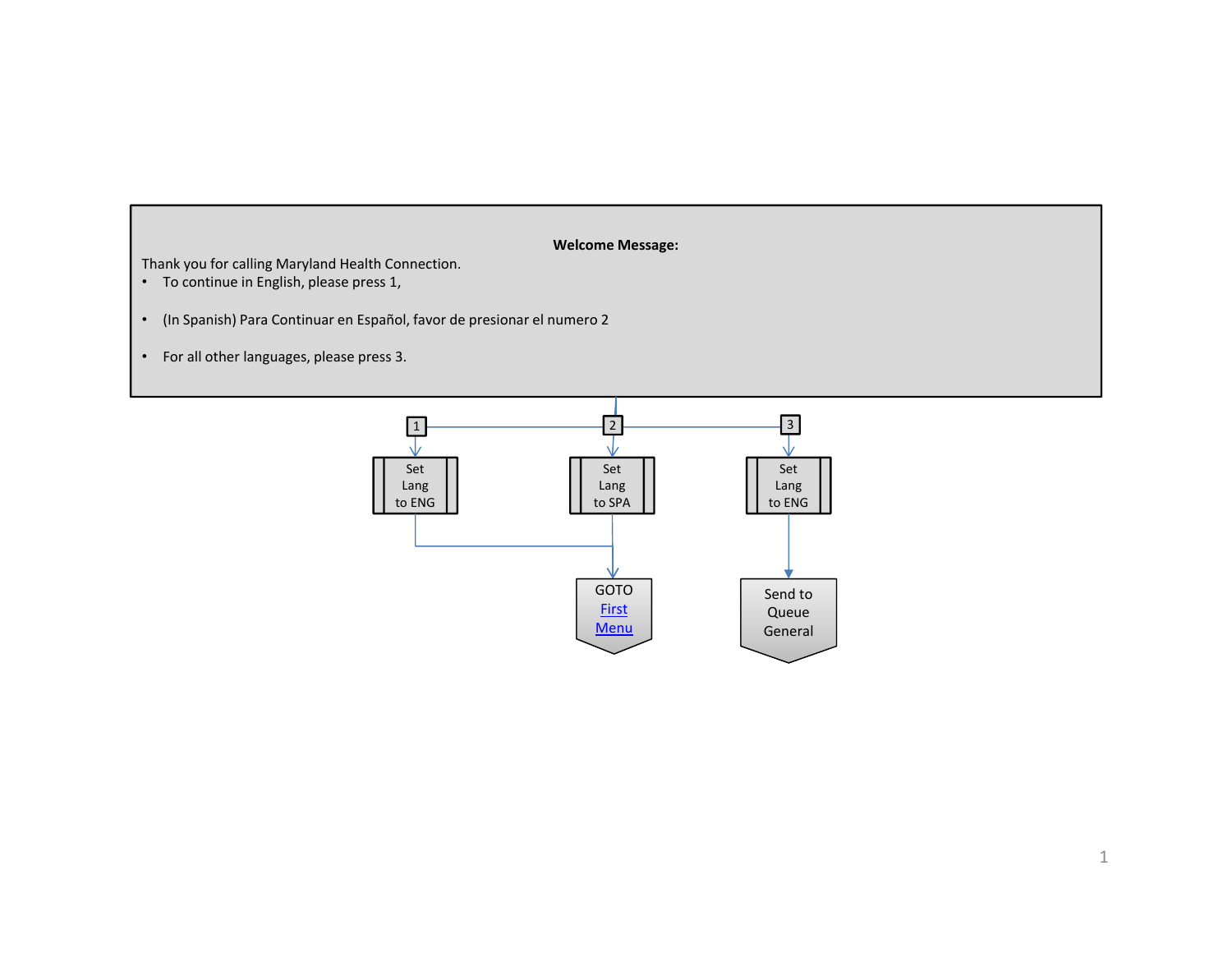**Welcome Message:**

Thank you for calling Maryland Health Connection.

- To continue in English, please press 1,
- (In Spanish) Para Continuar en Español, favor de presionar el numero 2
- For all other languages, please press 3.

1 → Set Lang to ENG → GOTO First Menu

2 → Set Lang to SPA → GOTO First Menu

3 → Set Lang to ENG → Send to Queue General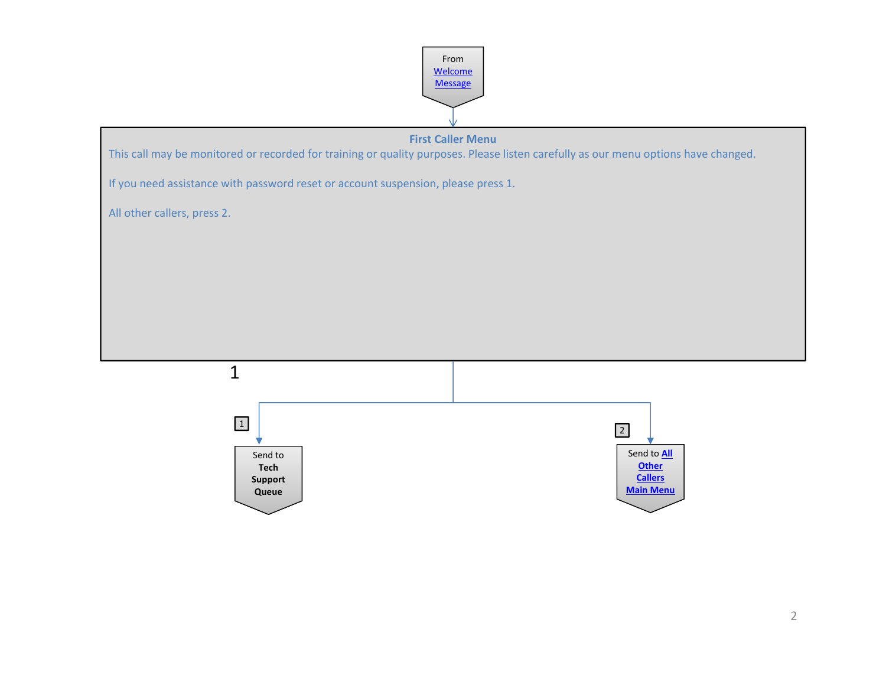From [Welcome Message]

## First Caller Menu

This call may be monitored or recorded for training or quality purposes. Please listen carefully as our menu options have changed.

If you need assistance with password reset or account suspension, please press 1.

All other callers, press 2.

1

[1] Send to **Tech Support Queue**

[2] Send to **[All Other Callers Main Menu]**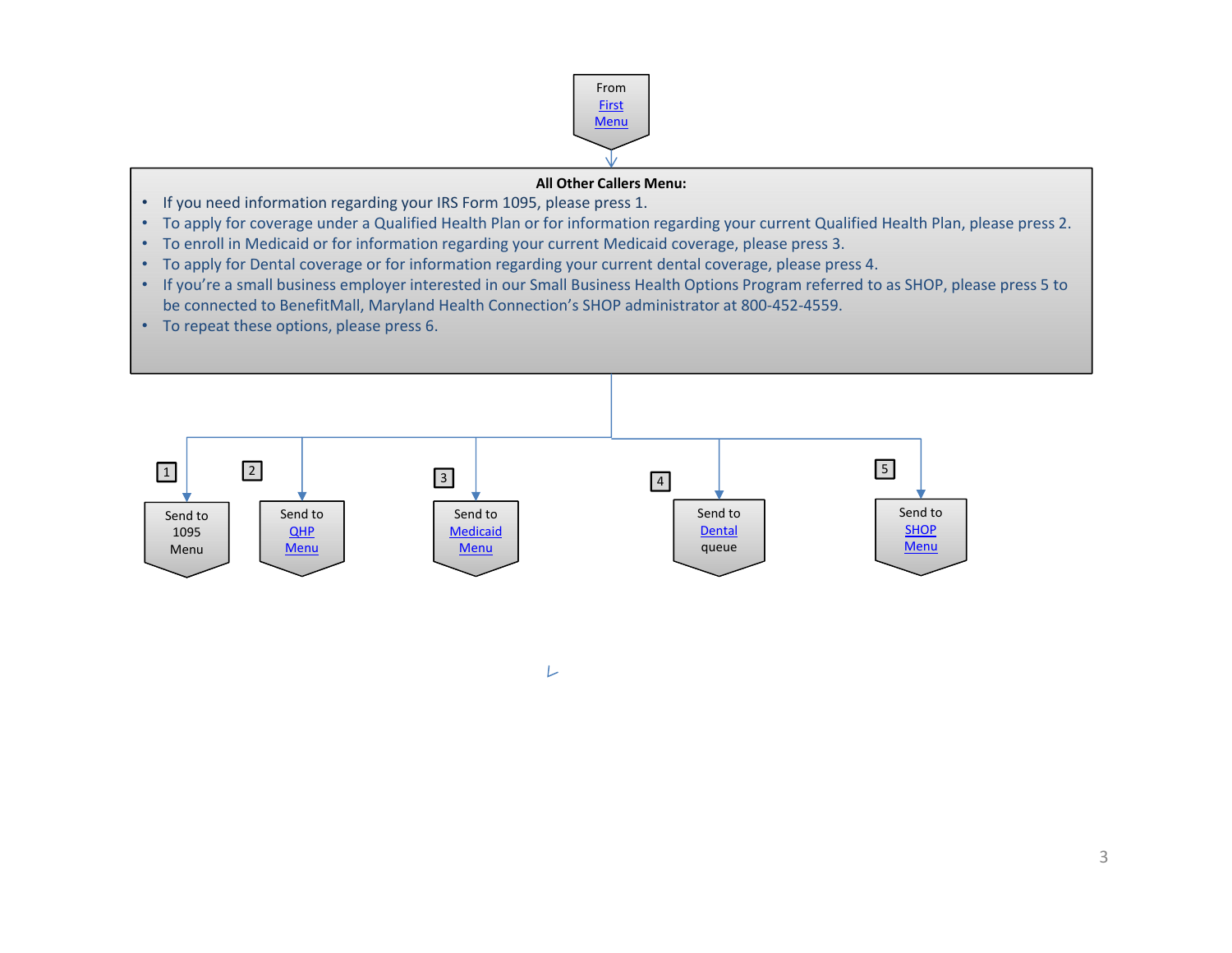From First Menu

**All Other Callers Menu:**

- If you need information regarding your IRS Form 1095, please press 1.
- To apply for coverage under a Qualified Health Plan or for information regarding your current Qualified Health Plan, please press 2.
- To enroll in Medicaid or for information regarding your current Medicaid coverage, please press 3.
- To apply for Dental coverage or for information regarding your current dental coverage, please press 4.
- If you're a small business employer interested in our Small Business Health Options Program referred to as SHOP, please press 5 to be connected to BenefitMall, Maryland Health Connection's SHOP administrator at 800-452-4559.
- To repeat these options, please press 6.

1 → Send to 1095 Menu

2 → Send to QHP Menu

3 → Send to Medicaid Menu

4 → Send to Dental queue

5 → Send to SHOP Menu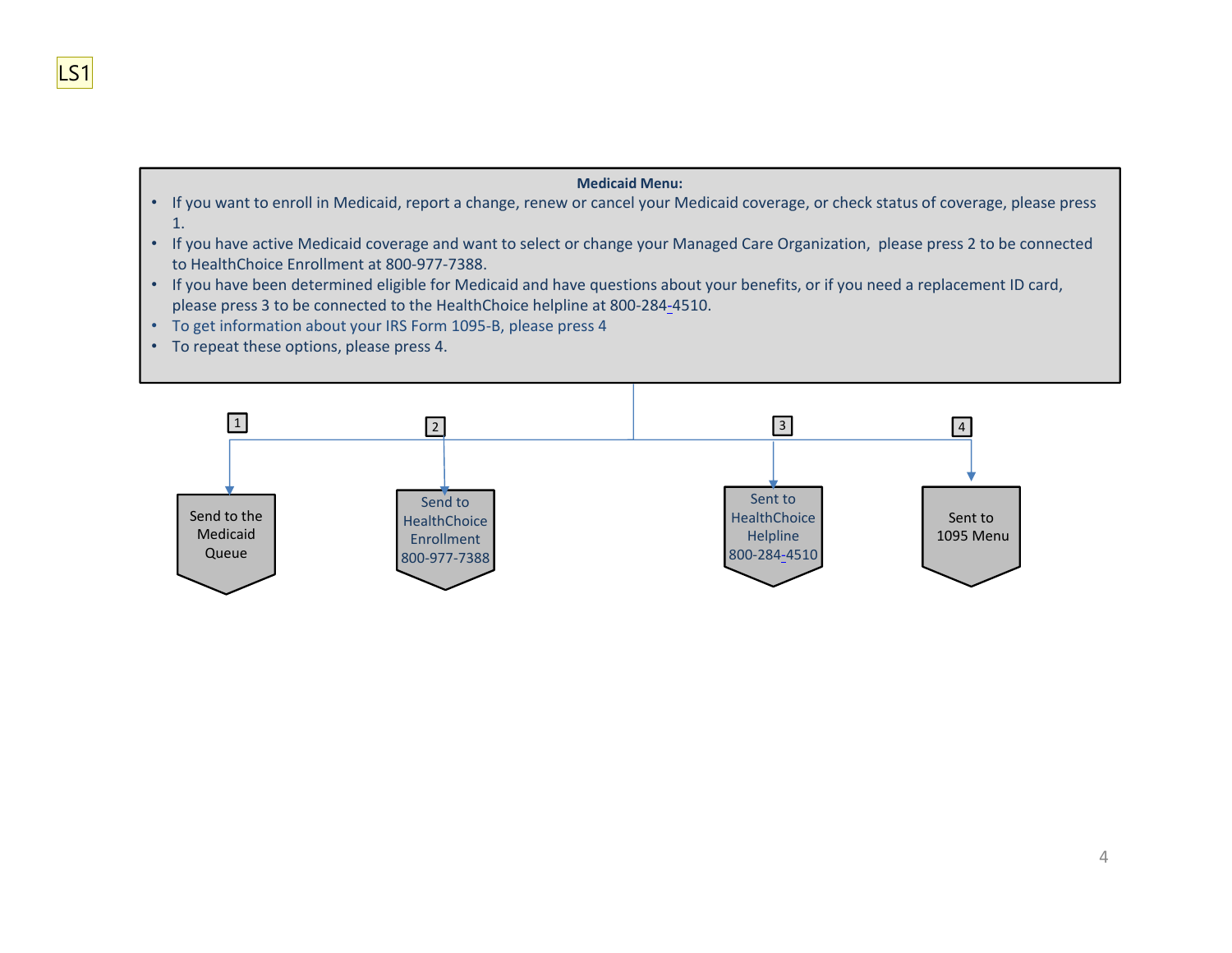LS1

**Medicaid Menu:**

- If you want to enroll in Medicaid, report a change, renew or cancel your Medicaid coverage, or check status of coverage, please press 1.
- If you have active Medicaid coverage and want to select or change your Managed Care Organization, please press 2 to be connected to HealthChoice Enrollment at 800-977-7388.
- If you have been determined eligible for Medicaid and have questions about your benefits, or if you need a replacement ID card, please press 3 to be connected to the HealthChoice helpline at 800-284-4510.
- To get information about your IRS Form 1095-B, please press 4
- To repeat these options, please press 4.

1 → Send to the Medicaid Queue

2 → Send to HealthChoice Enrollment 800-977-7388

3 → Sent to HealthChoice Helpline 800-284-4510

4 → Sent to 1095 Menu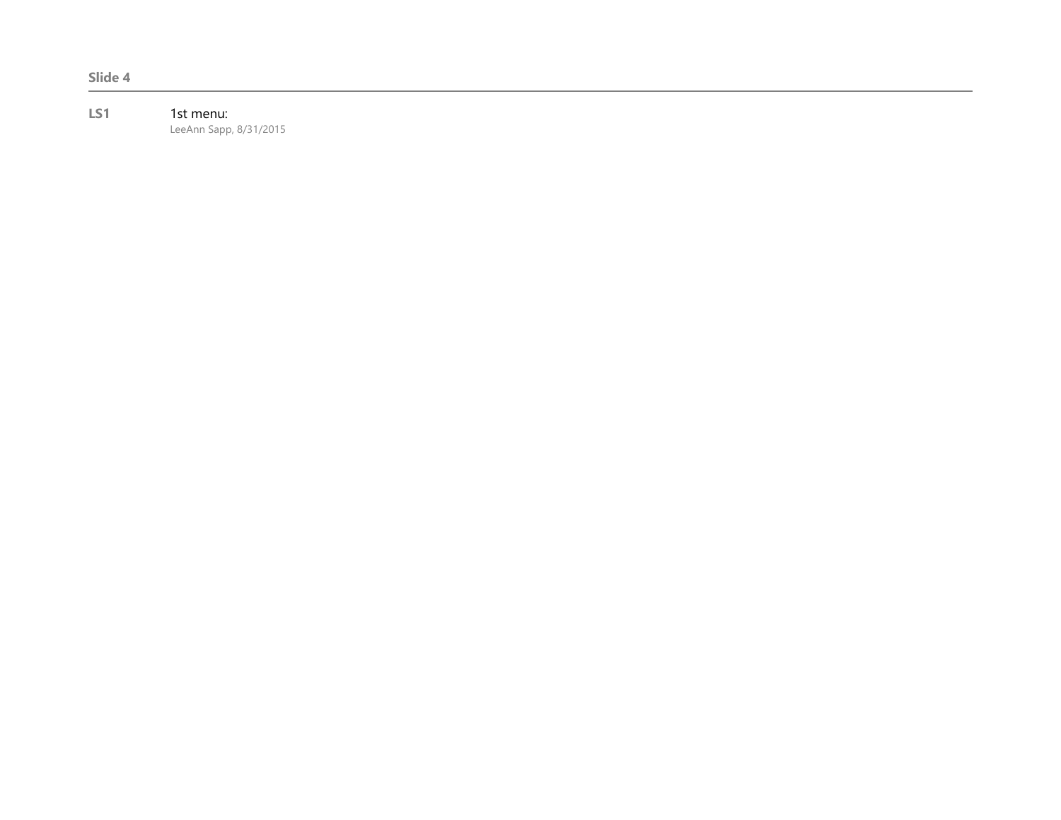**Slide 4**

---

**LS1** 1st menu:
LeeAnn Sapp, 8/31/2015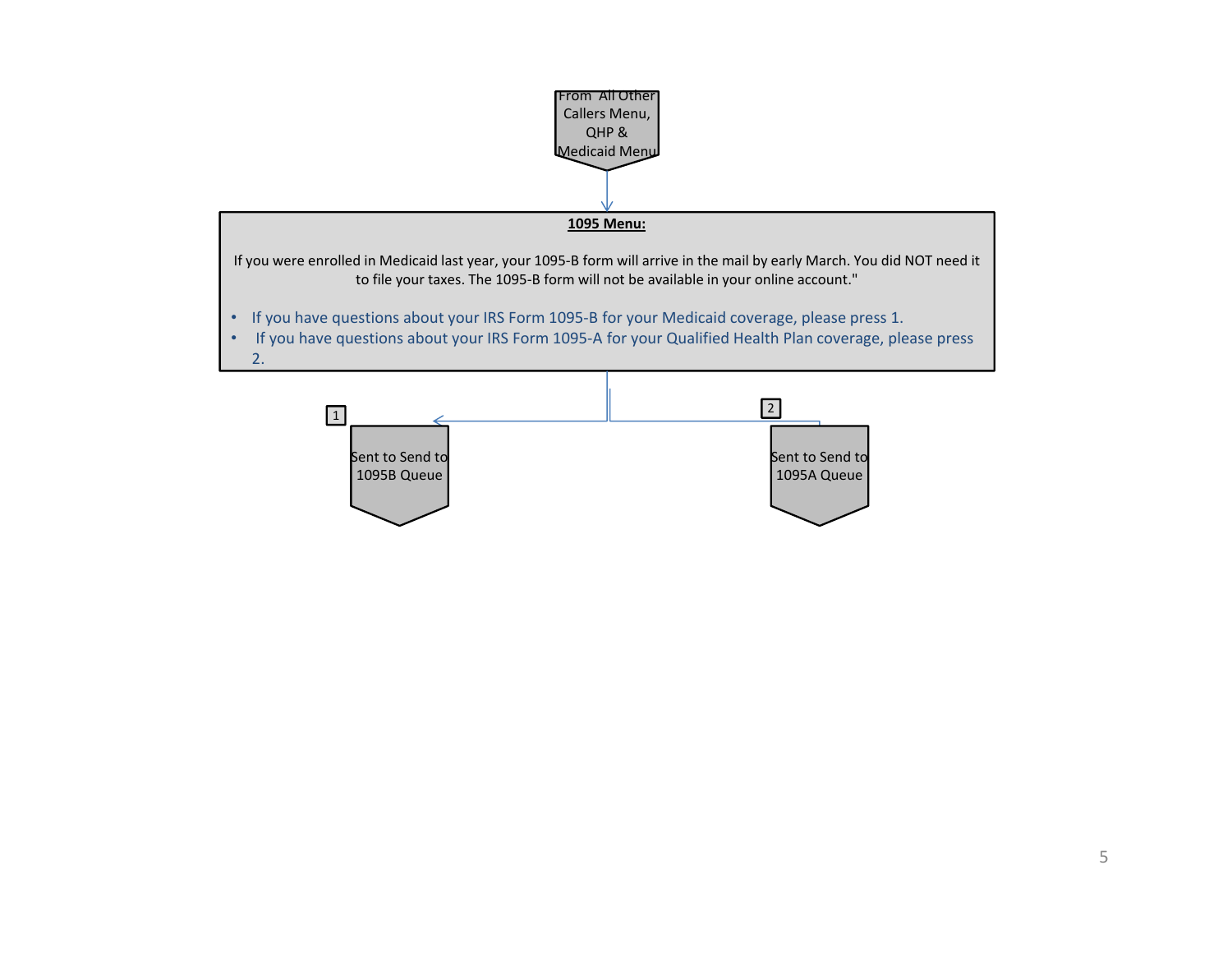From All Other Callers Menu, QHP & Medicaid Menu

**1095 Menu:**

If you were enrolled in Medicaid last year, your 1095-B form will arrive in the mail by early March. You did NOT need it to file your taxes. The 1095-B form will not be available in your online account."

- If you have questions about your IRS Form 1095-B for your Medicaid coverage, please press 1.
- If you have questions about your IRS Form 1095-A for your Qualified Health Plan coverage, please press 2.

1 → Sent to Send to 1095B Queue

2 → Sent to Send to 1095A Queue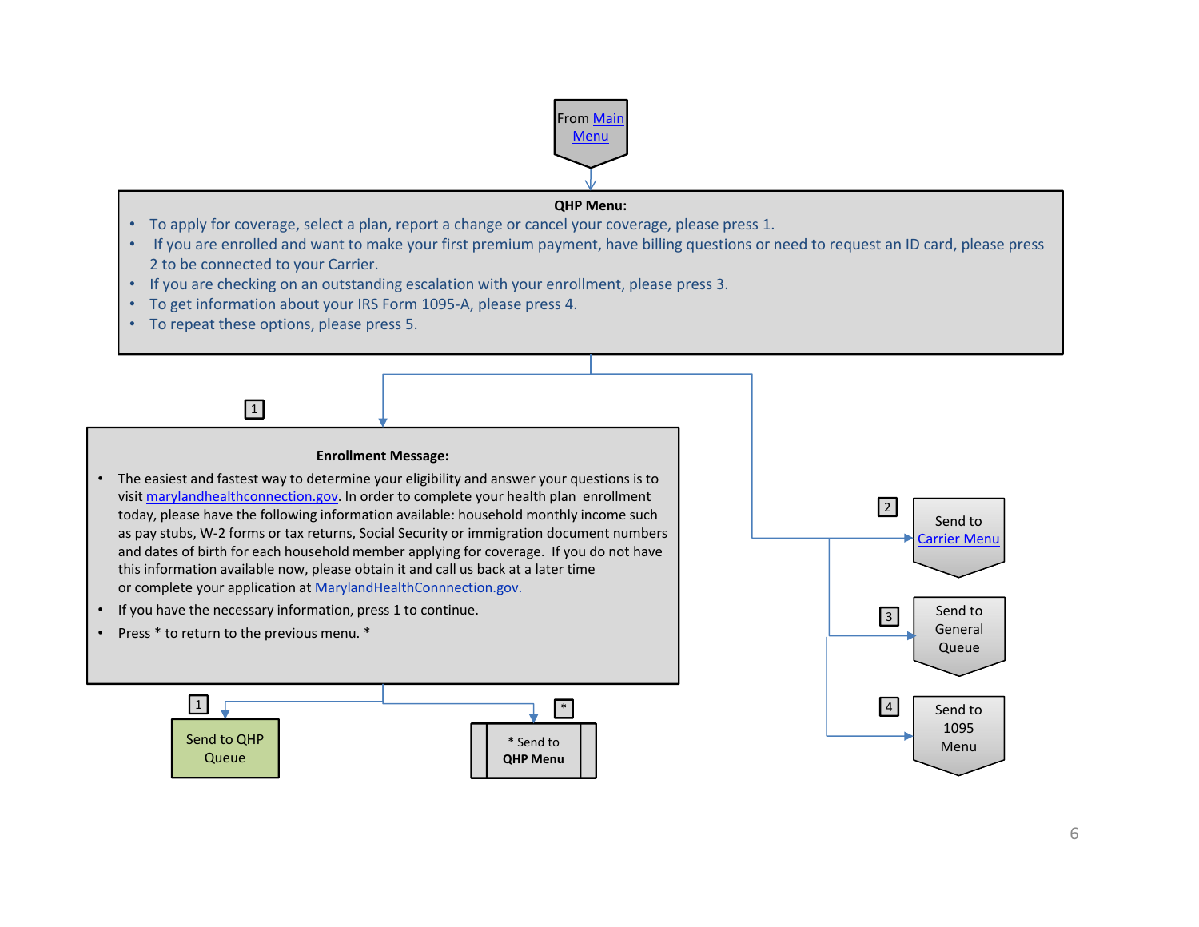From Main Menu

**QHP Menu:**

- To apply for coverage, select a plan, report a change or cancel your coverage, please press 1.
- If you are enrolled and want to make your first premium payment, have billing questions or need to request an ID card, please press 2 to be connected to your Carrier.
- If you are checking on an outstanding escalation with your enrollment, please press 3.
- To get information about your IRS Form 1095-A, please press 4.
- To repeat these options, please press 5.

1

**Enrollment Message:**

- The easiest and fastest way to determine your eligibility and answer your questions is to visit marylandhealthconnection.gov. In order to complete your health plan enrollment today, please have the following information available: household monthly income such as pay stubs, W-2 forms or tax returns, Social Security or immigration document numbers and dates of birth for each household member applying for coverage. If you do not have this information available now, please obtain it and call us back at a later time or complete your application at MarylandHealthConnnection.gov.
- If you have the necessary information, press 1 to continue.
- Press * to return to the previous menu. *

1 — Send to QHP Queue

* — * Send to **QHP Menu**

2 — Send to Carrier Menu

3 — Send to General Queue

4 — Send to 1095 Menu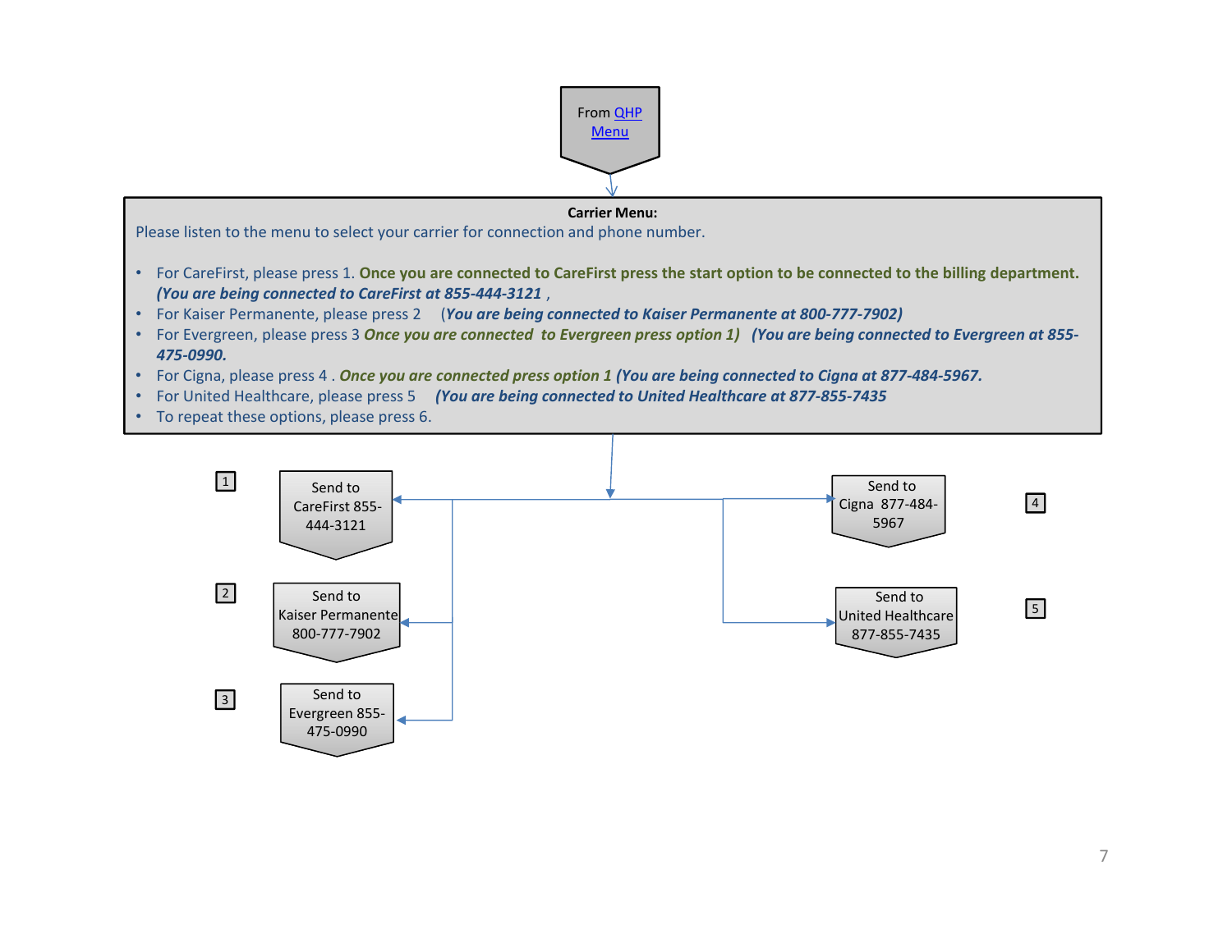From [QHP Menu]

**Carrier Menu:**

Please listen to the menu to select your carrier for connection and phone number.

- For CareFirst, please press 1. **Once you are connected to CareFirst press the start option to be connected to the billing department.** ***(You are being connected to CareFirst at 855-444-3121*** ,
- For Kaiser Permanente, please press 2 ***(You are being connected to Kaiser Permanente at 800-777-7902)***
- For Evergreen, please press 3 ***Once you are connected to Evergreen press option 1)*** ***(You are being connected to Evergreen at 855-475-0990.***
- For Cigna, please press 4 . ***Once you are connected press option 1*** ***(You are being connected to Cigna at 877-484-5967.***
- For United Healthcare, please press 5 ***(You are being connected to United Healthcare at 877-855-7435***
- To repeat these options, please press 6.

1 — Send to CareFirst 855-444-3121

2 — Send to Kaiser Permanente 800-777-7902

3 — Send to Evergreen 855-475-0990

4 — Send to Cigna 877-484-5967

5 — Send to United Healthcare 877-855-7435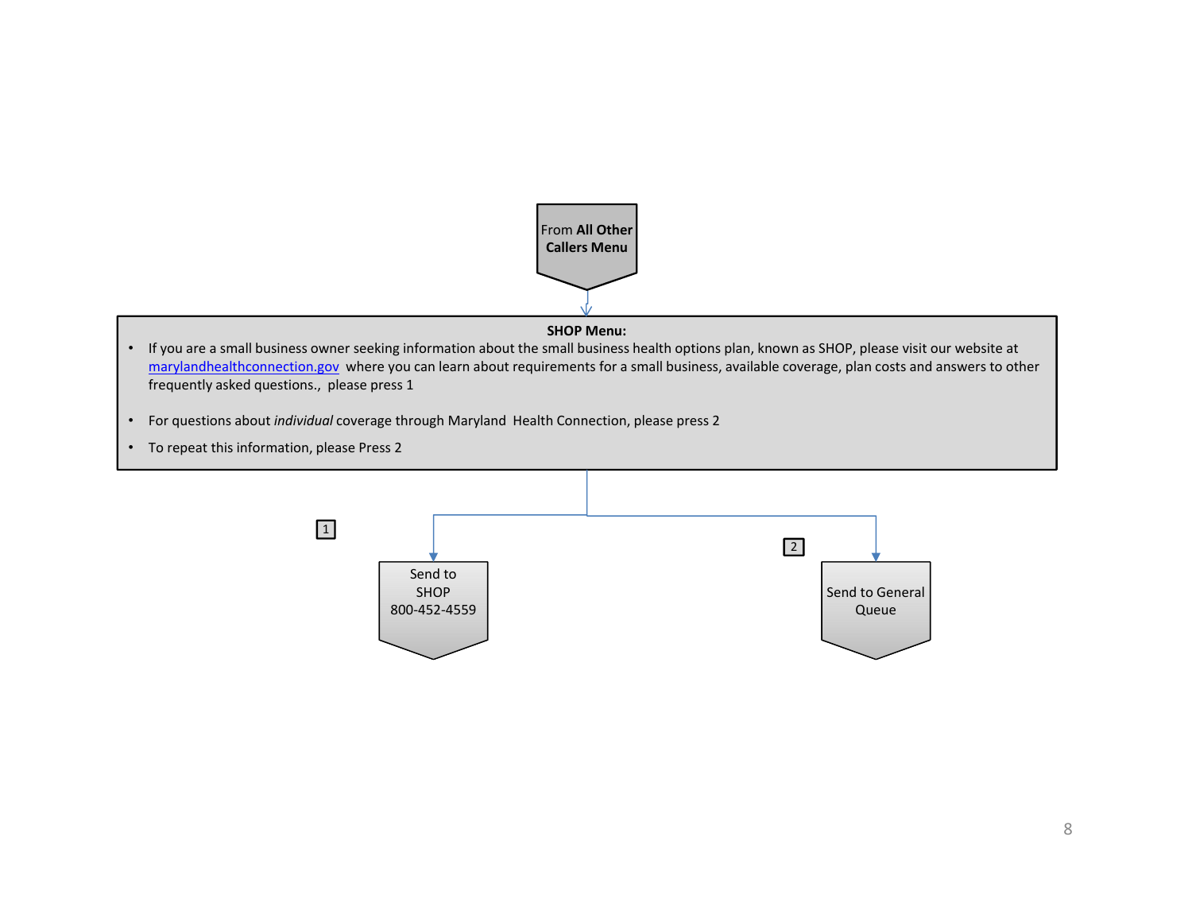From **All Other Callers Menu**

**SHOP Menu:**

- If you are a small business owner seeking information about the small business health options plan, known as SHOP, please visit our website at marylandhealthconnection.gov where you can learn about requirements for a small business, available coverage, plan costs and answers to other frequently asked questions., please press 1
- For questions about *individual* coverage through Maryland Health Connection, please press 2
- To repeat this information, please Press 2

1

Send to SHOP 800-452-4559

2

Send to General Queue